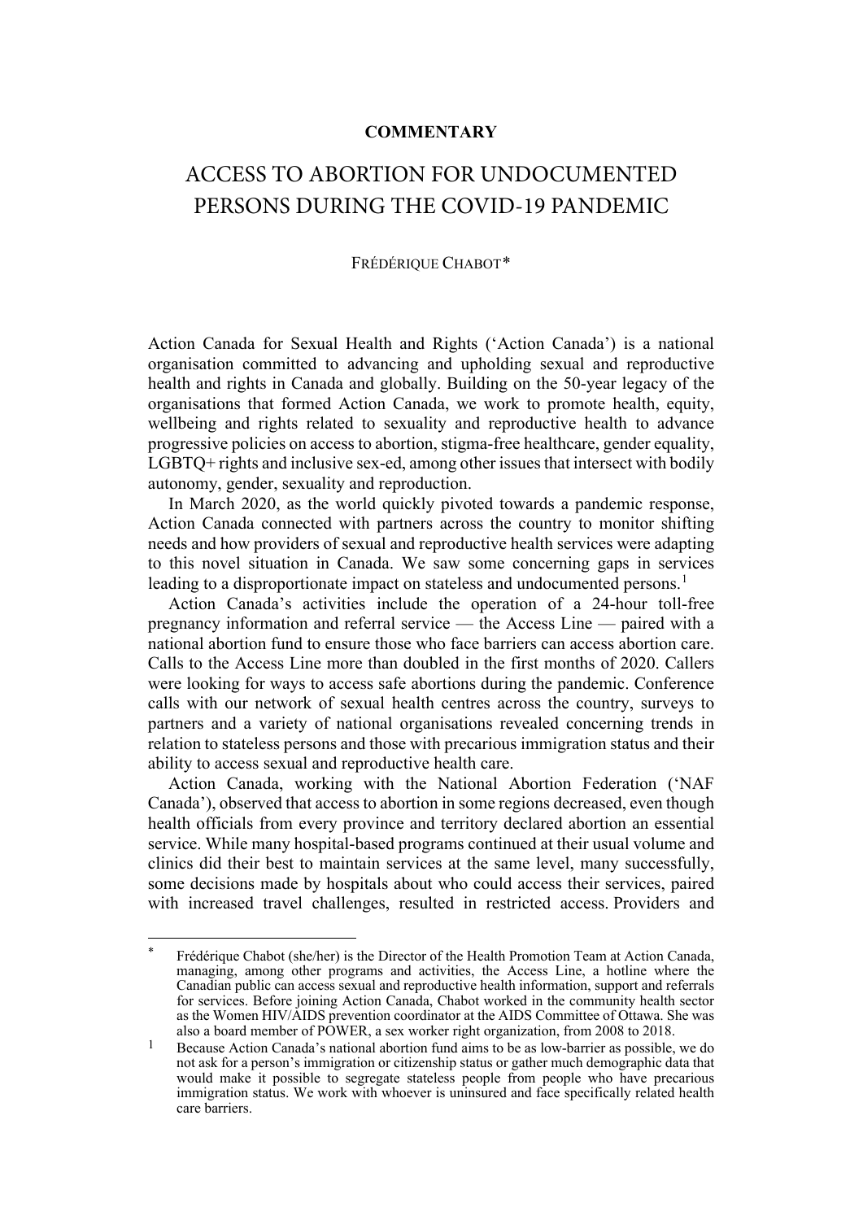**COMMENTARY**

# ACCESS TO ABORTION FOR UNDOCUMENTED PERSONS DURING THE COVID-19 PANDEMIC

FRÉDÉRIQUE CHABOT*

Action Canada for Sexual Health and Rights ('Action Canada') is a national organisation committed to advancing and upholding sexual and reproductive health and rights in Canada and globally. Building on the 50-year legacy of the organisations that formed Action Canada, we work to promote health, equity, wellbeing and rights related to sexuality and reproductive health to advance progressive policies on access to abortion, stigma-free healthcare, gender equality, LGBTQ+ rights and inclusive sex-ed, among other issues that intersect with bodily autonomy, gender, sexuality and reproduction.

In March 2020, as the world quickly pivoted towards a pandemic response, Action Canada connected with partners across the country to monitor shifting needs and how providers of sexual and reproductive health services were adapting to this novel situation in Canada. We saw some concerning gaps in services leading to a disproportionate impact on stateless and undocumented persons.[1]

Action Canada's activities include the operation of a 24-hour toll-free pregnancy information and referral service — the Access Line — paired with a national abortion fund to ensure those who face barriers can access abortion care. Calls to the Access Line more than doubled in the first months of 2020. Callers were looking for ways to access safe abortions during the pandemic. Conference calls with our network of sexual health centres across the country, surveys to partners and a variety of national organisations revealed concerning trends in relation to stateless persons and those with precarious immigration status and their ability to access sexual and reproductive health care.

Action Canada, working with the National Abortion Federation ('NAF Canada'), observed that access to abortion in some regions decreased, even though health officials from every province and territory declared abortion an essential service. While many hospital-based programs continued at their usual volume and clinics did their best to maintain services at the same level, many successfully, some decisions made by hospitals about who could access their services, paired with increased travel challenges, resulted in restricted access. Providers and

---

\* Frédérique Chabot (she/her) is the Director of the Health Promotion Team at Action Canada, managing, among other programs and activities, the Access Line, a hotline where the Canadian public can access sexual and reproductive health information, support and referrals for services. Before joining Action Canada, Chabot worked in the community health sector as the Women HIV/AIDS prevention coordinator at the AIDS Committee of Ottawa. She was also a board member of POWER, a sex worker right organization, from 2008 to 2018.

[1] Because Action Canada's national abortion fund aims to be as low-barrier as possible, we do not ask for a person's immigration or citizenship status or gather much demographic data that would make it possible to segregate stateless people from people who have precarious immigration status. We work with whoever is uninsured and face specifically related health care barriers.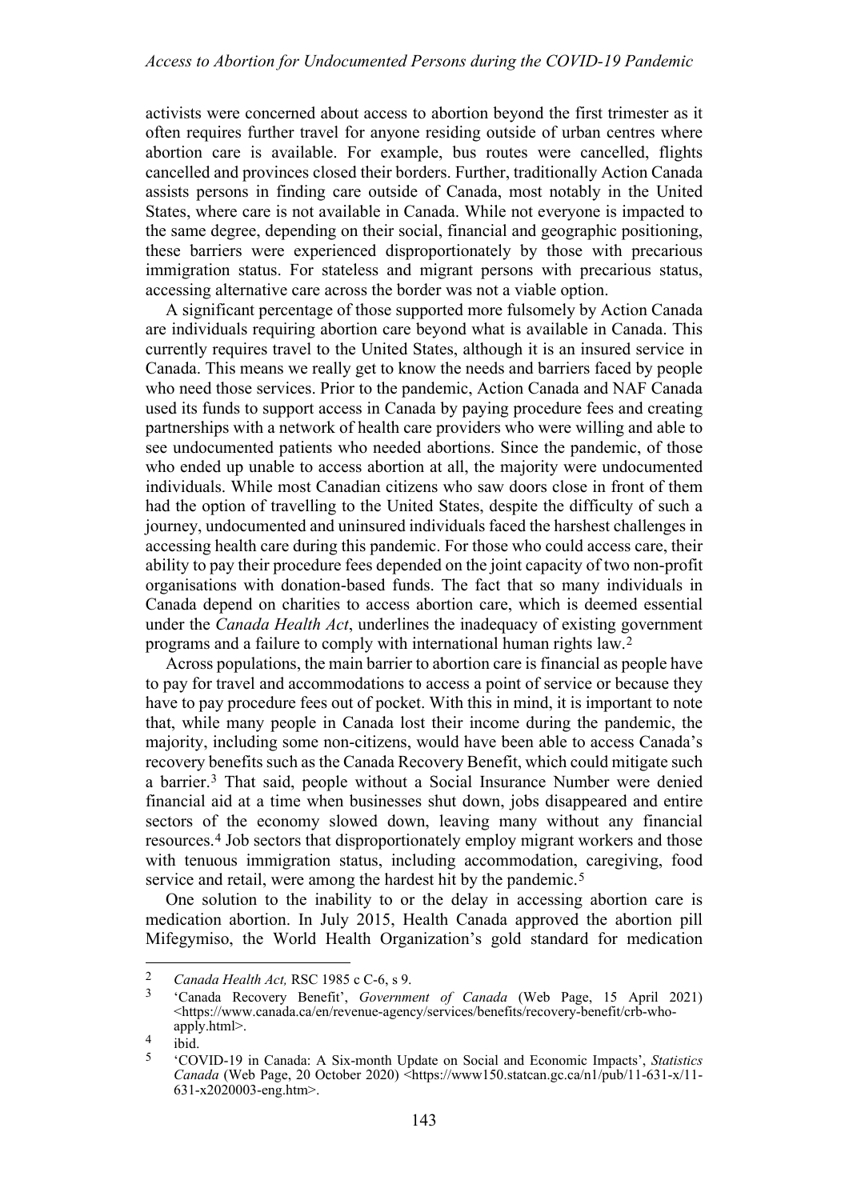activists were concerned about access to abortion beyond the first trimester as it often requires further travel for anyone residing outside of urban centres where abortion care is available. For example, bus routes were cancelled, flights cancelled and provinces closed their borders. Further, traditionally Action Canada assists persons in finding care outside of Canada, most notably in the United States, where care is not available in Canada. While not everyone is impacted to the same degree, depending on their social, financial and geographic positioning, these barriers were experienced disproportionately by those with precarious immigration status. For stateless and migrant persons with precarious status, accessing alternative care across the border was not a viable option.

A significant percentage of those supported more fulsomely by Action Canada are individuals requiring abortion care beyond what is available in Canada. This currently requires travel to the United States, although it is an insured service in Canada. This means we really get to know the needs and barriers faced by people who need those services. Prior to the pandemic, Action Canada and NAF Canada used its funds to support access in Canada by paying procedure fees and creating partnerships with a network of health care providers who were willing and able to see undocumented patients who needed abortions. Since the pandemic, of those who ended up unable to access abortion at all, the majority were undocumented individuals. While most Canadian citizens who saw doors close in front of them had the option of travelling to the United States, despite the difficulty of such a journey, undocumented and uninsured individuals faced the harshest challenges in accessing health care during this pandemic. For those who could access care, their ability to pay their procedure fees depended on the joint capacity of two non-profit organisations with donation-based funds. The fact that so many individuals in Canada depend on charities to access abortion care, which is deemed essential under the *Canada Health Act*, underlines the inadequacy of existing government programs and a failure to comply with international human rights law.[2]

Across populations, the main barrier to abortion care is financial as people have to pay for travel and accommodations to access a point of service or because they have to pay procedure fees out of pocket. With this in mind, it is important to note that, while many people in Canada lost their income during the pandemic, the majority, including some non-citizens, would have been able to access Canada's recovery benefits such as the Canada Recovery Benefit, which could mitigate such a barrier.[3] That said, people without a Social Insurance Number were denied financial aid at a time when businesses shut down, jobs disappeared and entire sectors of the economy slowed down, leaving many without any financial resources.[4] Job sectors that disproportionately employ migrant workers and those with tenuous immigration status, including accommodation, caregiving, food service and retail, were among the hardest hit by the pandemic.[5]

One solution to the inability to or the delay in accessing abortion care is medication abortion. In July 2015, Health Canada approved the abortion pill Mifegymiso, the World Health Organization's gold standard for medication

---

[2] *Canada Health Act,* RSC 1985 c C-6, s 9.

[3] 'Canada Recovery Benefit', *Government of Canada* (Web Page, 15 April 2021) <https://www.canada.ca/en/revenue-agency/services/benefits/recovery-benefit/crb-who-apply.html>.

[4] ibid.

[5] 'COVID-19 in Canada: A Six-month Update on Social and Economic Impacts', *Statistics Canada* (Web Page, 20 October 2020) <https://www150.statcan.gc.ca/n1/pub/11-631-x/11-631-x2020003-eng.htm>.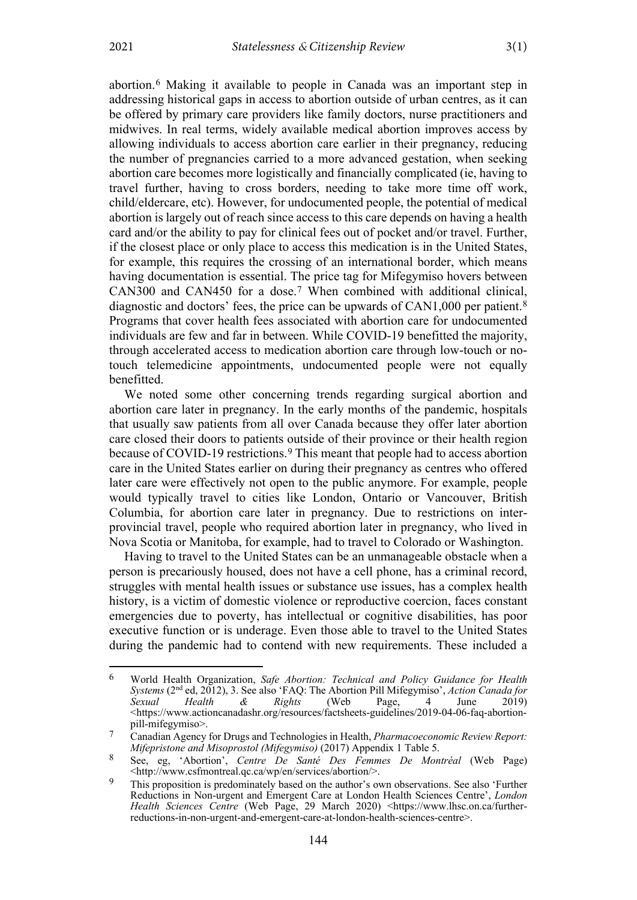abortion.[6] Making it available to people in Canada was an important step in addressing historical gaps in access to abortion outside of urban centres, as it can be offered by primary care providers like family doctors, nurse practitioners and midwives. In real terms, widely available medical abortion improves access by allowing individuals to access abortion care earlier in their pregnancy, reducing the number of pregnancies carried to a more advanced gestation, when seeking abortion care becomes more logistically and financially complicated (ie, having to travel further, having to cross borders, needing to take more time off work, child/eldercare, etc). However, for undocumented people, the potential of medical abortion is largely out of reach since access to this care depends on having a health card and/or the ability to pay for clinical fees out of pocket and/or travel. Further, if the closest place or only place to access this medication is in the United States, for example, this requires the crossing of an international border, which means having documentation is essential. The price tag for Mifegymiso hovers between CAN300 and CAN450 for a dose.[7] When combined with additional clinical, diagnostic and doctors' fees, the price can be upwards of CAN1,000 per patient.[8] Programs that cover health fees associated with abortion care for undocumented individuals are few and far in between. While COVID-19 benefitted the majority, through accelerated access to medication abortion care through low-touch or no-touch telemedicine appointments, undocumented people were not equally benefitted.

We noted some other concerning trends regarding surgical abortion and abortion care later in pregnancy. In the early months of the pandemic, hospitals that usually saw patients from all over Canada because they offer later abortion care closed their doors to patients outside of their province or their health region because of COVID-19 restrictions.[9] This meant that people had to access abortion care in the United States earlier on during their pregnancy as centres who offered later care were effectively not open to the public anymore. For example, people would typically travel to cities like London, Ontario or Vancouver, British Columbia, for abortion care later in pregnancy. Due to restrictions on inter-provincial travel, people who required abortion later in pregnancy, who lived in Nova Scotia or Manitoba, for example, had to travel to Colorado or Washington.

Having to travel to the United States can be an unmanageable obstacle when a person is precariously housed, does not have a cell phone, has a criminal record, struggles with mental health issues or substance use issues, has a complex health history, is a victim of domestic violence or reproductive coercion, faces constant emergencies due to poverty, has intellectual or cognitive disabilities, has poor executive function or is underage. Even those able to travel to the United States during the pandemic had to contend with new requirements. These included a

---

[6] World Health Organization, *Safe Abortion: Technical and Policy Guidance for Health Systems* (2nd ed, 2012), 3. See also 'FAQ: The Abortion Pill Mifegymiso', *Action Canada for Sexual Health & Rights* (Web Page, 4 June 2019) <https://www.actioncanadashr.org/resources/factsheets-guidelines/2019-04-06-faq-abortion-pill-mifegymiso>.

[7] Canadian Agency for Drugs and Technologies in Health, *Pharmacoeconomic Review Report: Mifepristone and Misoprostol (Mifegymiso)* (2017) Appendix 1 Table 5.

[8] See, eg, 'Abortion', *Centre De Santé Des Femmes De Montréal* (Web Page) <http://www.csfmontreal.qc.ca/wp/en/services/abortion/>.

[9] This proposition is predominately based on the author's own observations. See also 'Further Reductions in Non-urgent and Emergent Care at London Health Sciences Centre', *London Health Sciences Centre* (Web Page, 29 March 2020) <https://www.lhsc.on.ca/further-reductions-in-non-urgent-and-emergent-care-at-london-health-sciences-centre>.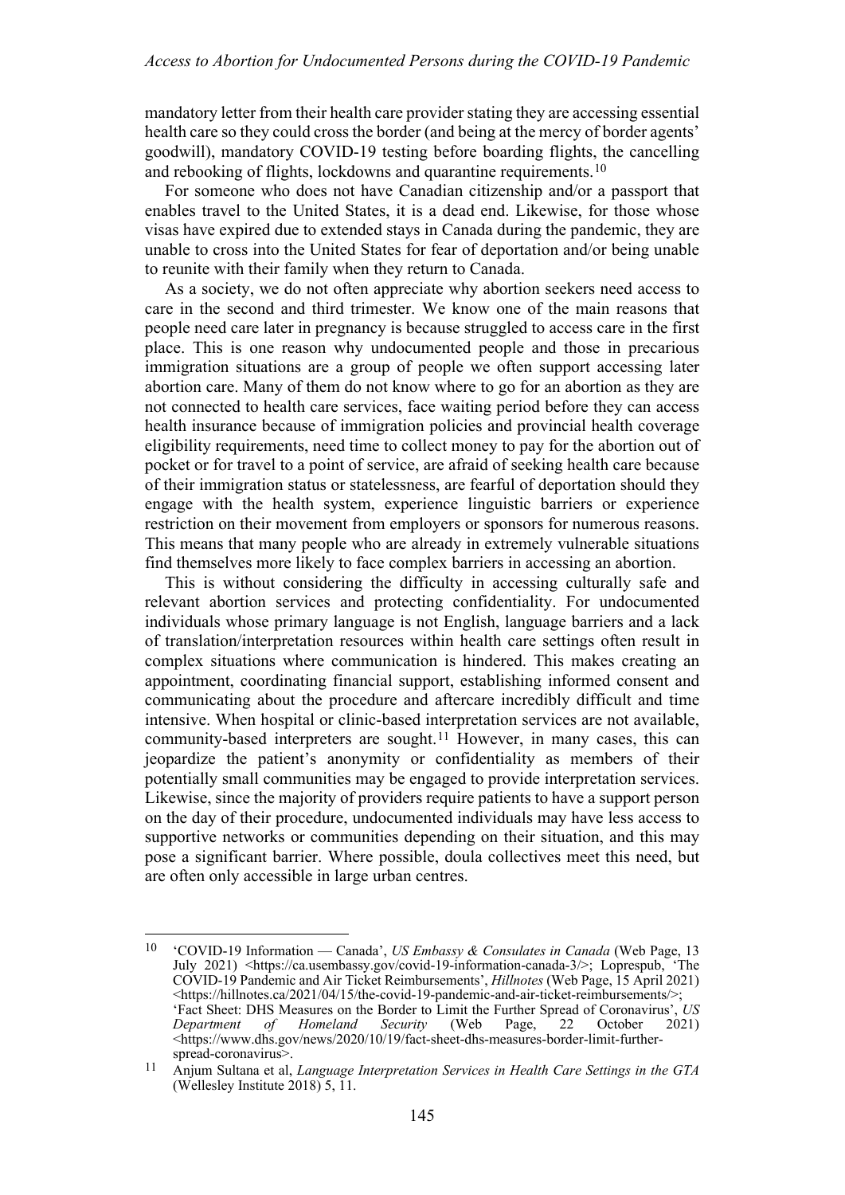mandatory letter from their health care provider stating they are accessing essential health care so they could cross the border (and being at the mercy of border agents' goodwill), mandatory COVID-19 testing before boarding flights, the cancelling and rebooking of flights, lockdowns and quarantine requirements.[10]

For someone who does not have Canadian citizenship and/or a passport that enables travel to the United States, it is a dead end. Likewise, for those whose visas have expired due to extended stays in Canada during the pandemic, they are unable to cross into the United States for fear of deportation and/or being unable to reunite with their family when they return to Canada.

As a society, we do not often appreciate why abortion seekers need access to care in the second and third trimester. We know one of the main reasons that people need care later in pregnancy is because struggled to access care in the first place. This is one reason why undocumented people and those in precarious immigration situations are a group of people we often support accessing later abortion care. Many of them do not know where to go for an abortion as they are not connected to health care services, face waiting period before they can access health insurance because of immigration policies and provincial health coverage eligibility requirements, need time to collect money to pay for the abortion out of pocket or for travel to a point of service, are afraid of seeking health care because of their immigration status or statelessness, are fearful of deportation should they engage with the health system, experience linguistic barriers or experience restriction on their movement from employers or sponsors for numerous reasons. This means that many people who are already in extremely vulnerable situations find themselves more likely to face complex barriers in accessing an abortion.

This is without considering the difficulty in accessing culturally safe and relevant abortion services and protecting confidentiality. For undocumented individuals whose primary language is not English, language barriers and a lack of translation/interpretation resources within health care settings often result in complex situations where communication is hindered. This makes creating an appointment, coordinating financial support, establishing informed consent and communicating about the procedure and aftercare incredibly difficult and time intensive. When hospital or clinic-based interpretation services are not available, community-based interpreters are sought.[11] However, in many cases, this can jeopardize the patient's anonymity or confidentiality as members of their potentially small communities may be engaged to provide interpretation services. Likewise, since the majority of providers require patients to have a support person on the day of their procedure, undocumented individuals may have less access to supportive networks or communities depending on their situation, and this may pose a significant barrier. Where possible, doula collectives meet this need, but are often only accessible in large urban centres.

---

[10] 'COVID-19 Information — Canada', *US Embassy & Consulates in Canada* (Web Page, 13 July 2021) <https://ca.usembassy.gov/covid-19-information-canada-3/>; Loprespub, 'The COVID-19 Pandemic and Air Ticket Reimbursements', *Hillnotes* (Web Page, 15 April 2021) <https://hillnotes.ca/2021/04/15/the-covid-19-pandemic-and-air-ticket-reimbursements/>; 'Fact Sheet: DHS Measures on the Border to Limit the Further Spread of Coronavirus', *US Department of Homeland Security* (Web Page, 22 October 2021) <https://www.dhs.gov/news/2020/10/19/fact-sheet-dhs-measures-border-limit-further-spread-coronavirus>.

[11] Anjum Sultana et al, *Language Interpretation Services in Health Care Settings in the GTA* (Wellesley Institute 2018) 5, 11.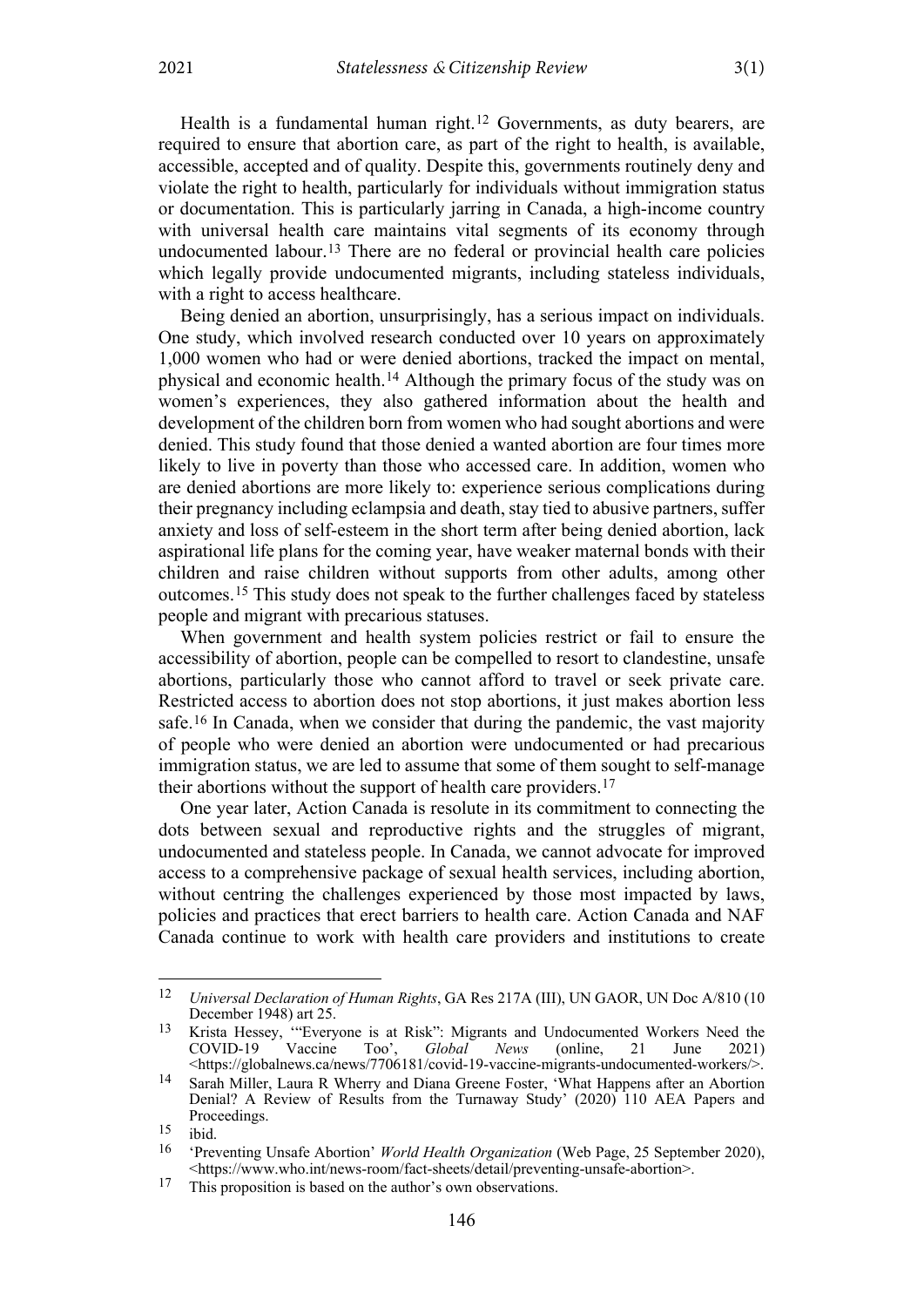Health is a fundamental human right.[12] Governments, as duty bearers, are required to ensure that abortion care, as part of the right to health, is available, accessible, accepted and of quality. Despite this, governments routinely deny and violate the right to health, particularly for individuals without immigration status or documentation. This is particularly jarring in Canada, a high-income country with universal health care maintains vital segments of its economy through undocumented labour.[13] There are no federal or provincial health care policies which legally provide undocumented migrants, including stateless individuals, with a right to access healthcare.

Being denied an abortion, unsurprisingly, has a serious impact on individuals. One study, which involved research conducted over 10 years on approximately 1,000 women who had or were denied abortions, tracked the impact on mental, physical and economic health.[14] Although the primary focus of the study was on women's experiences, they also gathered information about the health and development of the children born from women who had sought abortions and were denied. This study found that those denied a wanted abortion are four times more likely to live in poverty than those who accessed care. In addition, women who are denied abortions are more likely to: experience serious complications during their pregnancy including eclampsia and death, stay tied to abusive partners, suffer anxiety and loss of self-esteem in the short term after being denied abortion, lack aspirational life plans for the coming year, have weaker maternal bonds with their children and raise children without supports from other adults, among other outcomes.[15] This study does not speak to the further challenges faced by stateless people and migrant with precarious statuses.

When government and health system policies restrict or fail to ensure the accessibility of abortion, people can be compelled to resort to clandestine, unsafe abortions, particularly those who cannot afford to travel or seek private care. Restricted access to abortion does not stop abortions, it just makes abortion less safe.[16] In Canada, when we consider that during the pandemic, the vast majority of people who were denied an abortion were undocumented or had precarious immigration status, we are led to assume that some of them sought to self-manage their abortions without the support of health care providers.[17]

One year later, Action Canada is resolute in its commitment to connecting the dots between sexual and reproductive rights and the struggles of migrant, undocumented and stateless people. In Canada, we cannot advocate for improved access to a comprehensive package of sexual health services, including abortion, without centring the challenges experienced by those most impacted by laws, policies and practices that erect barriers to health care. Action Canada and NAF Canada continue to work with health care providers and institutions to create

---

12 *Universal Declaration of Human Rights*, GA Res 217A (III), UN GAOR, UN Doc A/810 (10 December 1948) art 25.

13 Krista Hessey, '"Everyone is at Risk": Migrants and Undocumented Workers Need the COVID-19 Vaccine Too', *Global News* (online, 21 June 2021) <https://globalnews.ca/news/7706181/covid-19-vaccine-migrants-undocumented-workers/>.

14 Sarah Miller, Laura R Wherry and Diana Greene Foster, 'What Happens after an Abortion Denial? A Review of Results from the Turnaway Study' (2020) 110 AEA Papers and Proceedings.

15 ibid.

16 'Preventing Unsafe Abortion' *World Health Organization* (Web Page, 25 September 2020), <https://www.who.int/news-room/fact-sheets/detail/preventing-unsafe-abortion>.

17 This proposition is based on the author's own observations.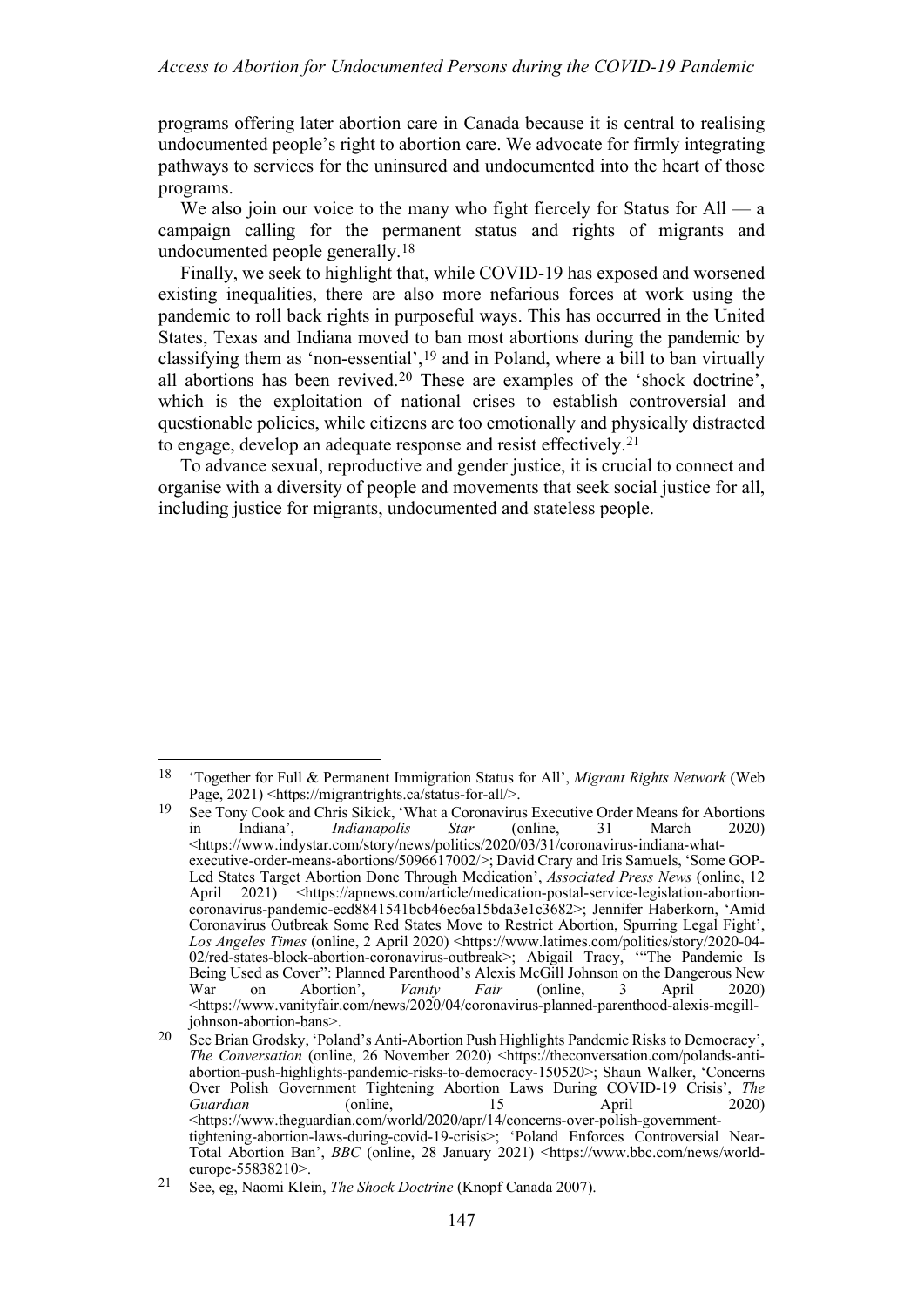programs offering later abortion care in Canada because it is central to realising undocumented people's right to abortion care. We advocate for firmly integrating pathways to services for the uninsured and undocumented into the heart of those programs.

We also join our voice to the many who fight fiercely for Status for All — a campaign calling for the permanent status and rights of migrants and undocumented people generally.[18]

Finally, we seek to highlight that, while COVID-19 has exposed and worsened existing inequalities, there are also more nefarious forces at work using the pandemic to roll back rights in purposeful ways. This has occurred in the United States, Texas and Indiana moved to ban most abortions during the pandemic by classifying them as 'non-essential',[19] and in Poland, where a bill to ban virtually all abortions has been revived.[20] These are examples of the 'shock doctrine', which is the exploitation of national crises to establish controversial and questionable policies, while citizens are too emotionally and physically distracted to engage, develop an adequate response and resist effectively.[21]

To advance sexual, reproductive and gender justice, it is crucial to connect and organise with a diversity of people and movements that seek social justice for all, including justice for migrants, undocumented and stateless people.

---

18 'Together for Full & Permanent Immigration Status for All', *Migrant Rights Network* (Web Page, 2021) <https://migrantrights.ca/status-for-all/>.

19 See Tony Cook and Chris Sikick, 'What a Coronavirus Executive Order Means for Abortions in Indiana', *Indianapolis Star* (online, 31 March 2020) <https://www.indystar.com/story/news/politics/2020/03/31/coronavirus-indiana-what-executive-order-means-abortions/5096617002/>; David Crary and Iris Samuels, 'Some GOP-Led States Target Abortion Done Through Medication', *Associated Press News* (online, 12 April 2021) <https://apnews.com/article/medication-postal-service-legislation-abortion-coronavirus-pandemic-ecd8841541bcb46ec6a15bda3e1c3682>; Jennifer Haberkorn, 'Amid Coronavirus Outbreak Some Red States Move to Restrict Abortion, Spurring Legal Fight', *Los Angeles Times* (online, 2 April 2020) <https://www.latimes.com/politics/story/2020-04-02/red-states-block-abortion-coronavirus-outbreak>; Abigail Tracy, '"The Pandemic Is Being Used as Cover": Planned Parenthood's Alexis McGill Johnson on the Dangerous New War on Abortion', *Vanity Fair* (online, 3 April 2020) <https://www.vanityfair.com/news/2020/04/coronavirus-planned-parenthood-alexis-mcgill-johnson-abortion-bans>.

20 See Brian Grodsky, 'Poland's Anti-Abortion Push Highlights Pandemic Risks to Democracy', *The Conversation* (online, 26 November 2020) <https://theconversation.com/polands-anti-abortion-push-highlights-pandemic-risks-to-democracy-150520>; Shaun Walker, 'Concerns Over Polish Government Tightening Abortion Laws During COVID-19 Crisis', *The Guardian* (online, 15 April 2020) <https://www.theguardian.com/world/2020/apr/14/concerns-over-polish-government-tightening-abortion-laws-during-covid-19-crisis>; 'Poland Enforces Controversial Near-Total Abortion Ban', *BBC* (online, 28 January 2021) <https://www.bbc.com/news/world-europe-55838210>.

21 See, eg, Naomi Klein, *The Shock Doctrine* (Knopf Canada 2007).